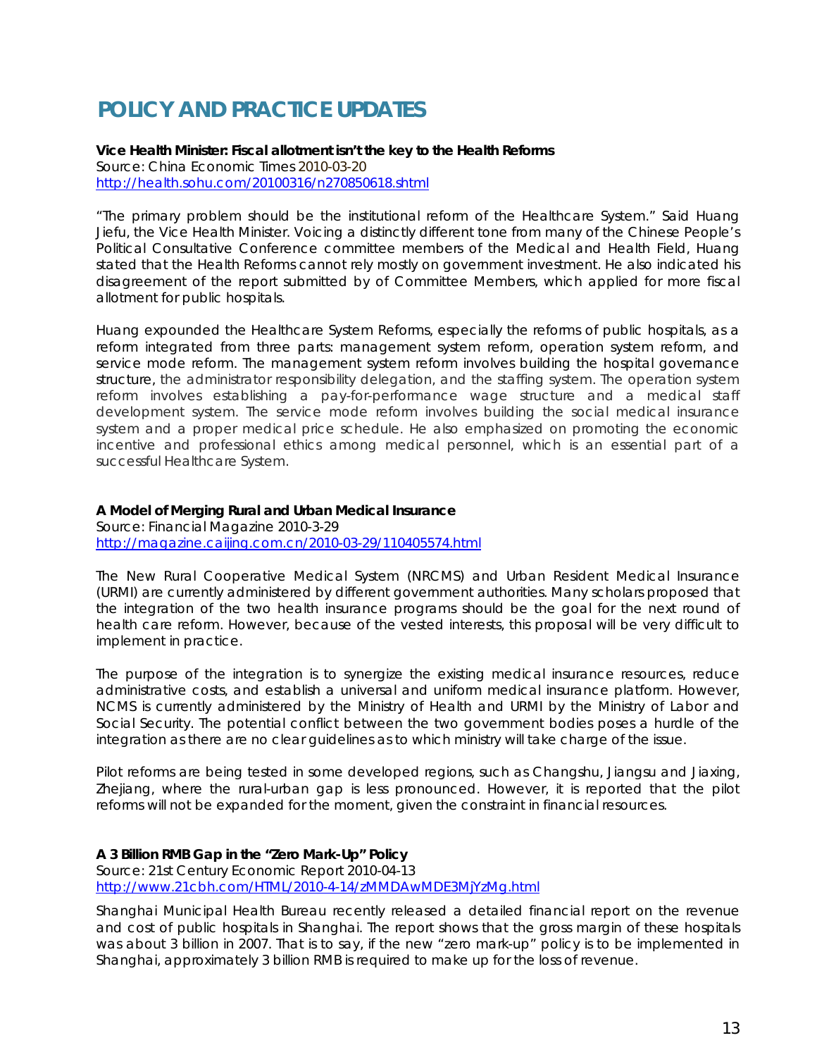# POLICY AND PRACTICE UPDATES

**Vice Health Minister: Fiscal allotment isn't the key to the Health Reforms**
Source: China Economic Times 2010-03-20
http://health.sohu.com/20100316/n270850618.shtml

"The primary problem should be the institutional reform of the Healthcare System." Said Huang Jiefu, the Vice Health Minister. Voicing a distinctly different tone from many of the Chinese People's Political Consultative Conference committee members of the Medical and Health Field, Huang stated that the Health Reforms cannot rely mostly on government investment. He also indicated his disagreement of the report submitted by of Committee Members, which applied for more fiscal allotment for public hospitals.

Huang expounded the Healthcare System Reforms, especially the reforms of public hospitals, as a reform integrated from three parts: management system reform, operation system reform, and service mode reform. The management system reform involves building the hospital governance structure, the administrator responsibility delegation, and the staffing system. The operation system reform involves establishing a pay-for-performance wage structure and a medical staff development system. The service mode reform involves building the social medical insurance system and a proper medical price schedule. He also emphasized on promoting the economic incentive and professional ethics among medical personnel, which is an essential part of a successful Healthcare System.

**A Model of Merging Rural and Urban Medical Insurance**
Source: Financial Magazine 2010-3-29
http://magazine.caijing.com.cn/2010-03-29/110405574.html

The New Rural Cooperative Medical System (NRCMS) and Urban Resident Medical Insurance (URMI) are currently administered by different government authorities. Many scholars proposed that the integration of the two health insurance programs should be the goal for the next round of health care reform. However, because of the vested interests, this proposal will be very difficult to implement in practice.

The purpose of the integration is to synergize the existing medical insurance resources, reduce administrative costs, and establish a universal and uniform medical insurance platform. However, NCMS is currently administered by the Ministry of Health and URMI by the Ministry of Labor and Social Security. The potential conflict between the two government bodies poses a hurdle of the integration as there are no clear guidelines as to which ministry will take charge of the issue.

Pilot reforms are being tested in some developed regions, such as Changshu, Jiangsu and Jiaxing, Zhejiang, where the rural-urban gap is less pronounced. However, it is reported that the pilot reforms will not be expanded for the moment, given the constraint in financial resources.

**A 3 Billion RMB Gap in the "Zero Mark-Up" Policy**
Source: 21st Century Economic Report 2010-04-13
http://www.21cbh.com/HTML/2010-4-14/zMMDAwMDE3MjYzMg.html

Shanghai Municipal Health Bureau recently released a detailed financial report on the revenue and cost of public hospitals in Shanghai. The report shows that the gross margin of these hospitals was about 3 billion in 2007. That is to say, if the new "zero mark-up" policy is to be implemented in Shanghai, approximately 3 billion RMB is required to make up for the loss of revenue.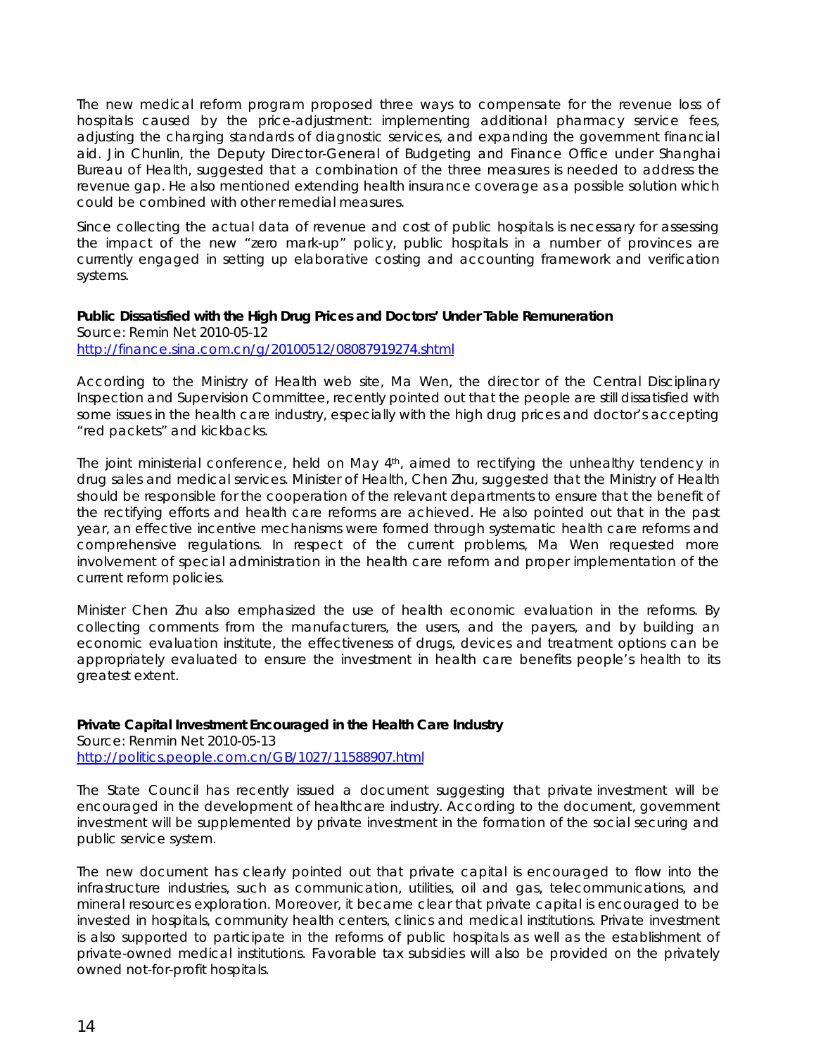The new medical reform program proposed three ways to compensate for the revenue loss of hospitals caused by the price-adjustment: implementing additional pharmacy service fees, adjusting the charging standards of diagnostic services, and expanding the government financial aid. Jin Chunlin, the Deputy Director-General of Budgeting and Finance Office under Shanghai Bureau of Health, suggested that a combination of the three measures is needed to address the revenue gap. He also mentioned extending health insurance coverage as a possible solution which could be combined with other remedial measures.

Since collecting the actual data of revenue and cost of public hospitals is necessary for assessing the impact of the new "zero mark-up" policy, public hospitals in a number of provinces are currently engaged in setting up elaborative costing and accounting framework and verification systems.

**Public Dissatisfied with the High Drug Prices and Doctors' Under Table Remuneration**
Source: Remin Net 2010-05-12
http://finance.sina.com.cn/g/20100512/08087919274.shtml

According to the Ministry of Health web site, Ma Wen, the director of the Central Disciplinary Inspection and Supervision Committee, recently pointed out that the people are still dissatisfied with some issues in the health care industry, especially with the high drug prices and doctor's accepting "red packets" and kickbacks.

The joint ministerial conference, held on May 4th, aimed to rectifying the unhealthy tendency in drug sales and medical services. Minister of Health, Chen Zhu, suggested that the Ministry of Health should be responsible for the cooperation of the relevant departments to ensure that the benefit of the rectifying efforts and health care reforms are achieved. He also pointed out that in the past year, an effective incentive mechanisms were formed through systematic health care reforms and comprehensive regulations. In respect of the current problems, Ma Wen requested more involvement of special administration in the health care reform and proper implementation of the current reform policies.

Minister Chen Zhu also emphasized the use of health economic evaluation in the reforms. By collecting comments from the manufacturers, the users, and the payers, and by building an economic evaluation institute, the effectiveness of drugs, devices and treatment options can be appropriately evaluated to ensure the investment in health care benefits people's health to its greatest extent.

**Private Capital Investment Encouraged in the Health Care Industry**
Source: Renmin Net 2010-05-13
http://politics.people.com.cn/GB/1027/11588907.html

The State Council has recently issued a document suggesting that private investment will be encouraged in the development of healthcare industry. According to the document, government investment will be supplemented by private investment in the formation of the social securing and public service system.

The new document has clearly pointed out that private capital is encouraged to flow into the infrastructure industries, such as communication, utilities, oil and gas, telecommunications, and mineral resources exploration. Moreover, it became clear that private capital is encouraged to be invested in hospitals, community health centers, clinics and medical institutions. Private investment is also supported to participate in the reforms of public hospitals as well as the establishment of private-owned medical institutions. Favorable tax subsidies will also be provided on the privately owned not-for-profit hospitals.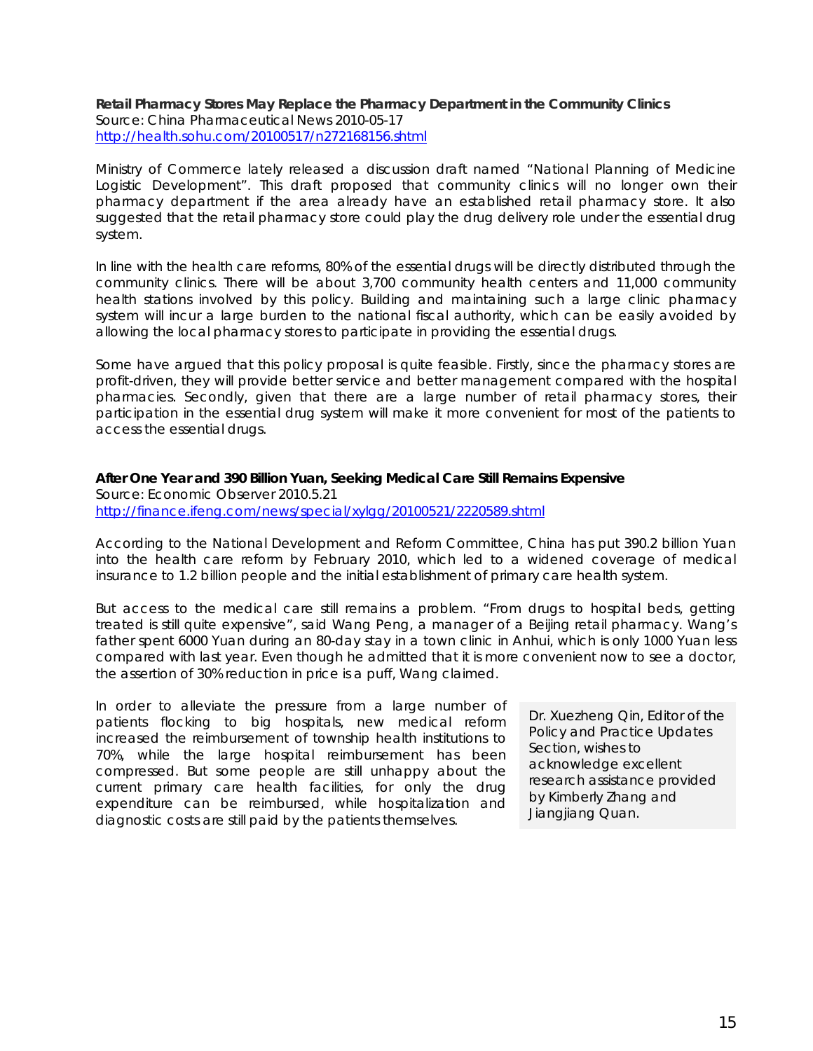**Retail Pharmacy Stores May Replace the Pharmacy Department in the Community Clinics**
Source: China Pharmaceutical News 2010-05-17
http://health.sohu.com/20100517/n272168156.shtml

Ministry of Commerce lately released a discussion draft named "National Planning of Medicine Logistic Development". This draft proposed that community clinics will no longer own their pharmacy department if the area already have an established retail pharmacy store. It also suggested that the retail pharmacy store could play the drug delivery role under the essential drug system.

In line with the health care reforms, 80% of the essential drugs will be directly distributed through the community clinics. There will be about 3,700 community health centers and 11,000 community health stations involved by this policy. Building and maintaining such a large clinic pharmacy system will incur a large burden to the national fiscal authority, which can be easily avoided by allowing the local pharmacy stores to participate in providing the essential drugs.

Some have argued that this policy proposal is quite feasible. Firstly, since the pharmacy stores are profit-driven, they will provide better service and better management compared with the hospital pharmacies. Secondly, given that there are a large number of retail pharmacy stores, their participation in the essential drug system will make it more convenient for most of the patients to access the essential drugs.

**After One Year and 390 Billion Yuan, Seeking Medical Care Still Remains Expensive**
Source: Economic Observer 2010.5.21
http://finance.ifeng.com/news/special/xylgg/20100521/2220589.shtml

According to the National Development and Reform Committee, China has put 390.2 billion Yuan into the health care reform by February 2010, which led to a widened coverage of medical insurance to 1.2 billion people and the initial establishment of primary care health system.

But access to the medical care still remains a problem. "From drugs to hospital beds, getting treated is still quite expensive", said Wang Peng, a manager of a Beijing retail pharmacy. Wang's father spent 6000 Yuan during an 80-day stay in a town clinic in Anhui, which is only 1000 Yuan less compared with last year. Even though he admitted that it is more convenient now to see a doctor, the assertion of 30% reduction in price is a puff, Wang claimed.

In order to alleviate the pressure from a large number of patients flocking to big hospitals, new medical reform increased the reimbursement of township health institutions to 70%, while the large hospital reimbursement has been compressed. But some people are still unhappy about the current primary care health facilities, for only the drug expenditure can be reimbursed, while hospitalization and diagnostic costs are still paid by the patients themselves.

Dr. Xuezheng Qin, Editor of the Policy and Practice Updates Section, wishes to acknowledge excellent research assistance provided by Kimberly Zhang and Jiangjiang Quan.